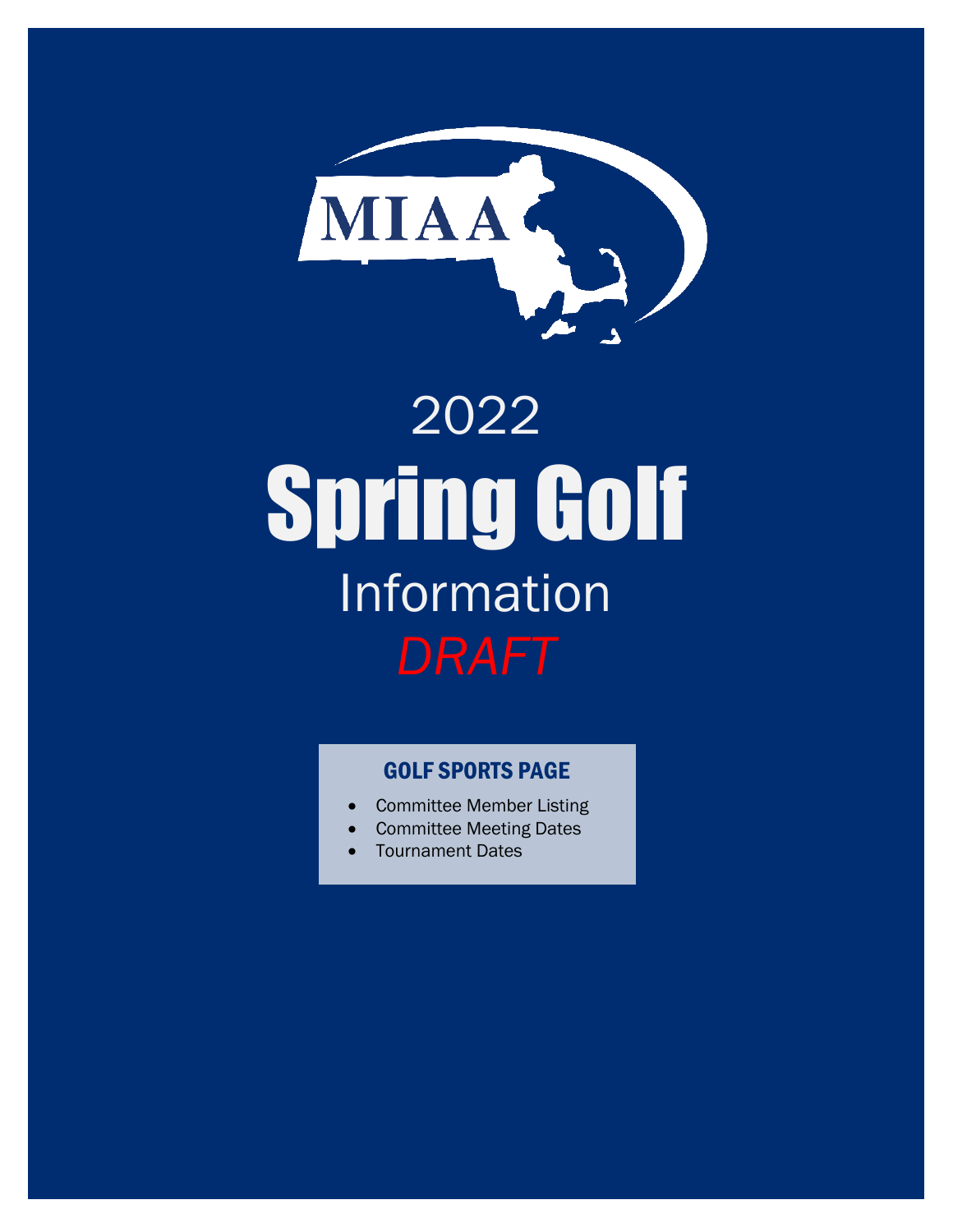MIAA

# 2022
# Spring Golf
## Information
*DRAFT*

### GOLF SPORTS PAGE

- Committee Member Listing
- Committee Meeting Dates
- Tournament Dates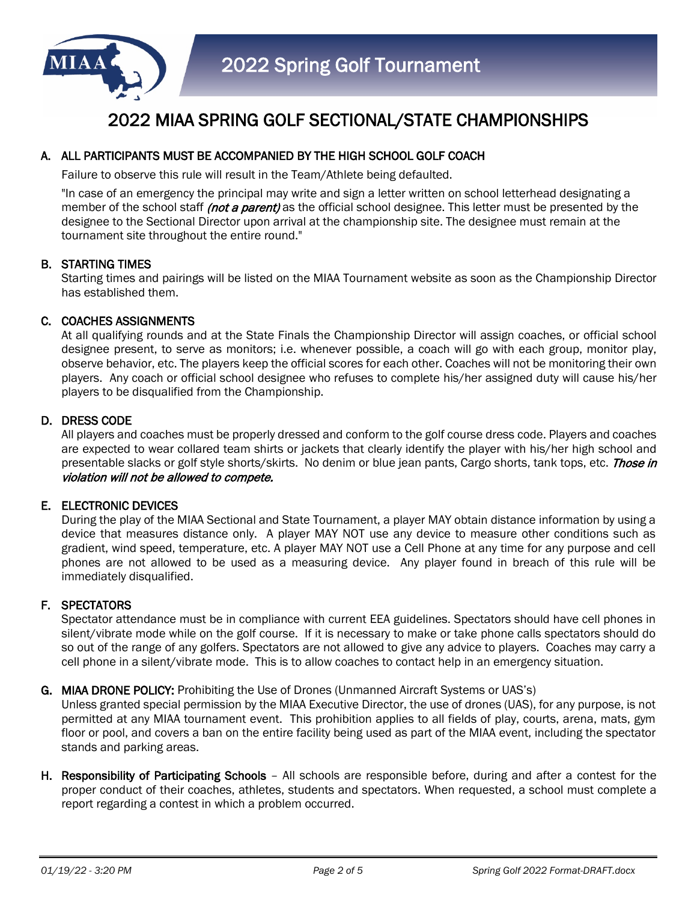# 2022 MIAA SPRING GOLF SECTIONAL/STATE CHAMPIONSHIPS

## A. ALL PARTICIPANTS MUST BE ACCOMPANIED BY THE HIGH SCHOOL GOLF COACH

Failure to observe this rule will result in the Team/Athlete being defaulted.

"In case of an emergency the principal may write and sign a letter written on school letterhead designating a member of the school staff *(not a parent)* as the official school designee. This letter must be presented by the designee to the Sectional Director upon arrival at the championship site. The designee must remain at the tournament site throughout the entire round."

## B. STARTING TIMES

Starting times and pairings will be listed on the MIAA Tournament website as soon as the Championship Director has established them.

## C. COACHES ASSIGNMENTS

At all qualifying rounds and at the State Finals the Championship Director will assign coaches, or official school designee present, to serve as monitors; i.e. whenever possible, a coach will go with each group, monitor play, observe behavior, etc. The players keep the official scores for each other. Coaches will not be monitoring their own players. Any coach or official school designee who refuses to complete his/her assigned duty will cause his/her players to be disqualified from the Championship.

## D. DRESS CODE

All players and coaches must be properly dressed and conform to the golf course dress code. Players and coaches are expected to wear collared team shirts or jackets that clearly identify the player with his/her high school and presentable slacks or golf style shorts/skirts. No denim or blue jean pants, Cargo shorts, tank tops, etc. ***Those in violation will not be allowed to compete.***

## E. ELECTRONIC DEVICES

During the play of the MIAA Sectional and State Tournament, a player MAY obtain distance information by using a device that measures distance only. A player MAY NOT use any device to measure other conditions such as gradient, wind speed, temperature, etc. A player MAY NOT use a Cell Phone at any time for any purpose and cell phones are not allowed to be used as a measuring device. Any player found in breach of this rule will be immediately disqualified.

## F. SPECTATORS

Spectator attendance must be in compliance with current EEA guidelines. Spectators should have cell phones in silent/vibrate mode while on the golf course. If it is necessary to make or take phone calls spectators should do so out of the range of any golfers. Spectators are not allowed to give any advice to players. Coaches may carry a cell phone in a silent/vibrate mode. This is to allow coaches to contact help in an emergency situation.

## G. MIAA DRONE POLICY: Prohibiting the Use of Drones (Unmanned Aircraft Systems or UAS's)

Unless granted special permission by the MIAA Executive Director, the use of drones (UAS), for any purpose, is not permitted at any MIAA tournament event. This prohibition applies to all fields of play, courts, arena, mats, gym floor or pool, and covers a ban on the entire facility being used as part of the MIAA event, including the spectator stands and parking areas.

## H. Responsibility of Participating Schools

All schools are responsible before, during and after a contest for the proper conduct of their coaches, athletes, students and spectators. When requested, a school must complete a report regarding a contest in which a problem occurred.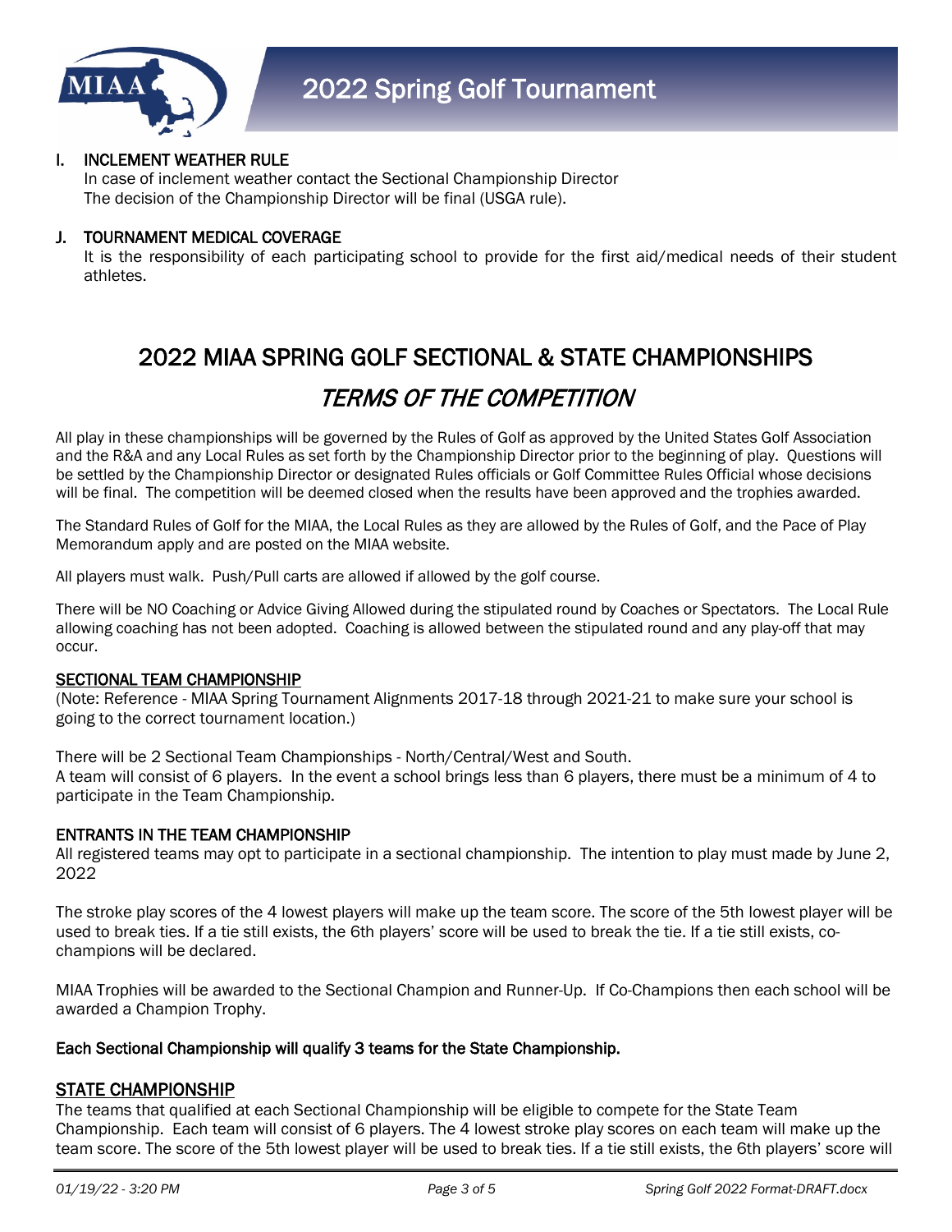### I. INCLEMENT WEATHER RULE

In case of inclement weather contact the Sectional Championship Director
The decision of the Championship Director will be final (USGA rule).

### J. TOURNAMENT MEDICAL COVERAGE

It is the responsibility of each participating school to provide for the first aid/medical needs of their student athletes.

# 2022 MIAA SPRING GOLF SECTIONAL & STATE CHAMPIONSHIPS

## *TERMS OF THE COMPETITION*

All play in these championships will be governed by the Rules of Golf as approved by the United States Golf Association and the R&A and any Local Rules as set forth by the Championship Director prior to the beginning of play. Questions will be settled by the Championship Director or designated Rules officials or Golf Committee Rules Official whose decisions will be final. The competition will be deemed closed when the results have been approved and the trophies awarded.

The Standard Rules of Golf for the MIAA, the Local Rules as they are allowed by the Rules of Golf, and the Pace of Play Memorandum apply and are posted on the MIAA website.

All players must walk. Push/Pull carts are allowed if allowed by the golf course.

There will be NO Coaching or Advice Giving Allowed during the stipulated round by Coaches or Spectators. The Local Rule allowing coaching has not been adopted. Coaching is allowed between the stipulated round and any play-off that may occur.

### SECTIONAL TEAM CHAMPIONSHIP

(Note: Reference - MIAA Spring Tournament Alignments 2017-18 through 2021-21 to make sure your school is going to the correct tournament location.)

There will be 2 Sectional Team Championships - North/Central/West and South.
A team will consist of 6 players. In the event a school brings less than 6 players, there must be a minimum of 4 to participate in the Team Championship.

### ENTRANTS IN THE TEAM CHAMPIONSHIP

All registered teams may opt to participate in a sectional championship. The intention to play must made by June 2, 2022

The stroke play scores of the 4 lowest players will make up the team score. The score of the 5th lowest player will be used to break ties. If a tie still exists, the 6th players' score will be used to break the tie. If a tie still exists, co-champions will be declared.

MIAA Trophies will be awarded to the Sectional Champion and Runner-Up. If Co-Champions then each school will be awarded a Champion Trophy.

**Each Sectional Championship will qualify 3 teams for the State Championship.**

### STATE CHAMPIONSHIP

The teams that qualified at each Sectional Championship will be eligible to compete for the State Team Championship. Each team will consist of 6 players. The 4 lowest stroke play scores on each team will make up the team score. The score of the 5th lowest player will be used to break ties. If a tie still exists, the 6th players' score will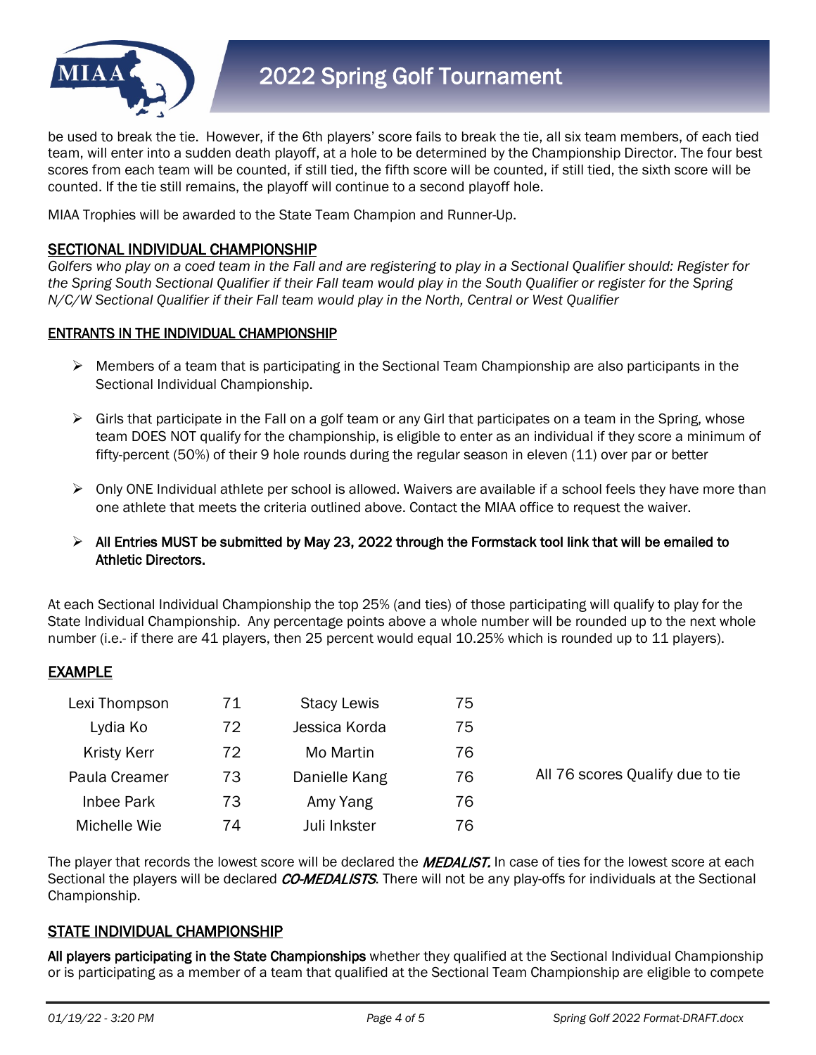be used to break the tie. However, if the 6th players' score fails to break the tie, all six team members, of each tied team, will enter into a sudden death playoff, at a hole to be determined by the Championship Director. The four best scores from each team will be counted, if still tied, the fifth score will be counted, if still tied, the sixth score will be counted. If the tie still remains, the playoff will continue to a second playoff hole.

MIAA Trophies will be awarded to the State Team Champion and Runner-Up.

## SECTIONAL INDIVIDUAL CHAMPIONSHIP

*Golfers who play on a coed team in the Fall and are registering to play in a Sectional Qualifier should: Register for the Spring South Sectional Qualifier if their Fall team would play in the South Qualifier or register for the Spring N/C/W Sectional Qualifier if their Fall team would play in the North, Central or West Qualifier*

## ENTRANTS IN THE INDIVIDUAL CHAMPIONSHIP

- Members of a team that is participating in the Sectional Team Championship are also participants in the Sectional Individual Championship.
- Girls that participate in the Fall on a golf team or any Girl that participates on a team in the Spring, whose team DOES NOT qualify for the championship, is eligible to enter as an individual if they score a minimum of fifty-percent (50%) of their 9 hole rounds during the regular season in eleven (11) over par or better
- Only ONE Individual athlete per school is allowed. Waivers are available if a school feels they have more than one athlete that meets the criteria outlined above. Contact the MIAA office to request the waiver.
- **All Entries MUST be submitted by May 23, 2022 through the Formstack tool link that will be emailed to Athletic Directors.**

At each Sectional Individual Championship the top 25% (and ties) of those participating will qualify to play for the State Individual Championship. Any percentage points above a whole number will be rounded up to the next whole number (i.e.- if there are 41 players, then 25 percent would equal 10.25% which is rounded up to 11 players).

## EXAMPLE

| | | | | |
|---|---|---|---|---|
| Lexi Thompson | 71 | Stacy Lewis | 75 | |
| Lydia Ko | 72 | Jessica Korda | 75 | |
| Kristy Kerr | 72 | Mo Martin | 76 | |
| Paula Creamer | 73 | Danielle Kang | 76 | All 76 scores Qualify due to tie |
| Inbee Park | 73 | Amy Yang | 76 | |
| Michelle Wie | 74 | Juli Inkster | 76 | |

The player that records the lowest score will be declared the ***MEDALIST.*** In case of ties for the lowest score at each Sectional the players will be declared ***CO-MEDALISTS***. There will not be any play-offs for individuals at the Sectional Championship.

## STATE INDIVIDUAL CHAMPIONSHIP

**All players participating in the State Championships** whether they qualified at the Sectional Individual Championship or is participating as a member of a team that qualified at the Sectional Team Championship are eligible to compete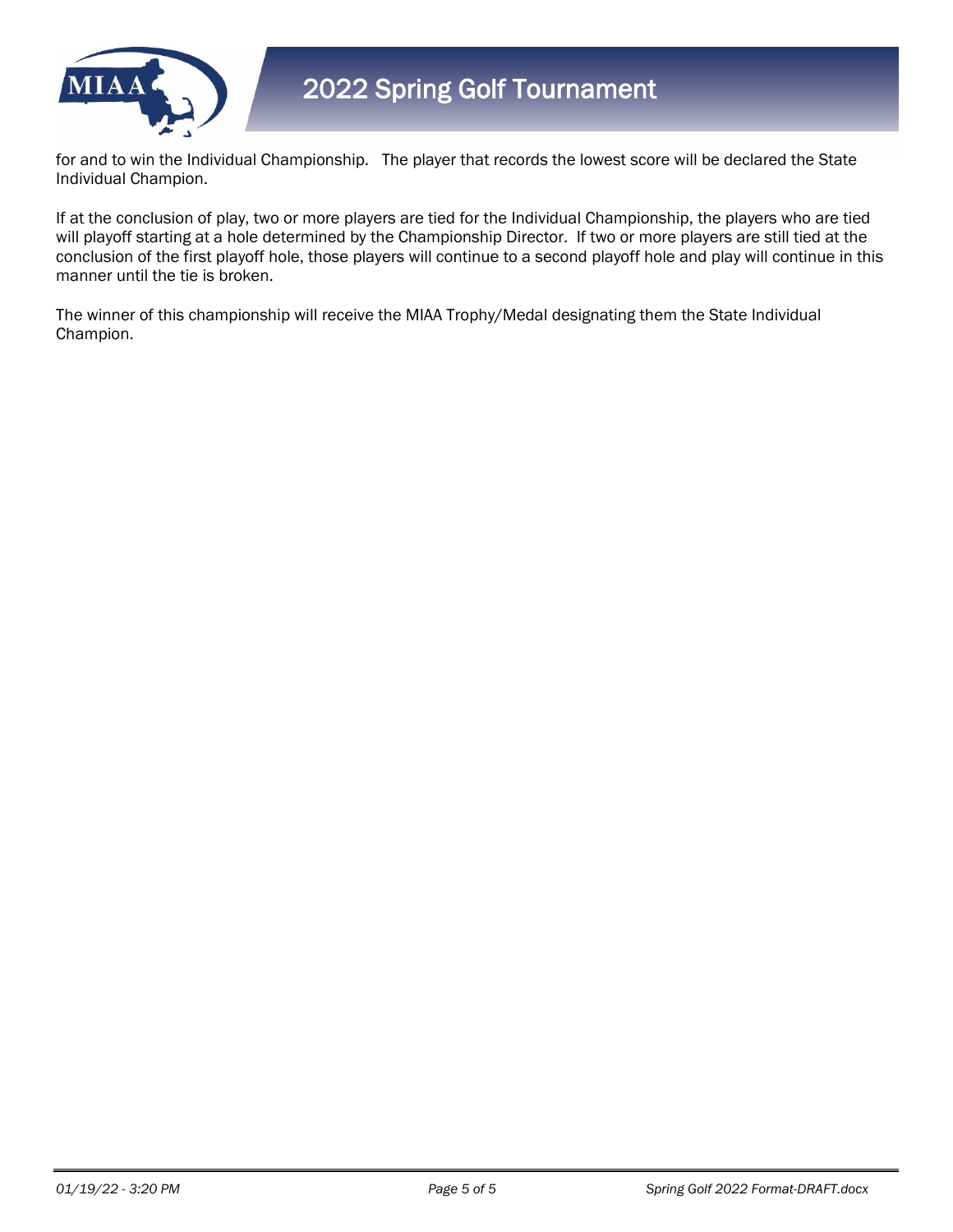for and to win the Individual Championship. The player that records the lowest score will be declared the State Individual Champion.

If at the conclusion of play, two or more players are tied for the Individual Championship, the players who are tied will playoff starting at a hole determined by the Championship Director. If two or more players are still tied at the conclusion of the first playoff hole, those players will continue to a second playoff hole and play will continue in this manner until the tie is broken.

The winner of this championship will receive the MIAA Trophy/Medal designating them the State Individual Champion.